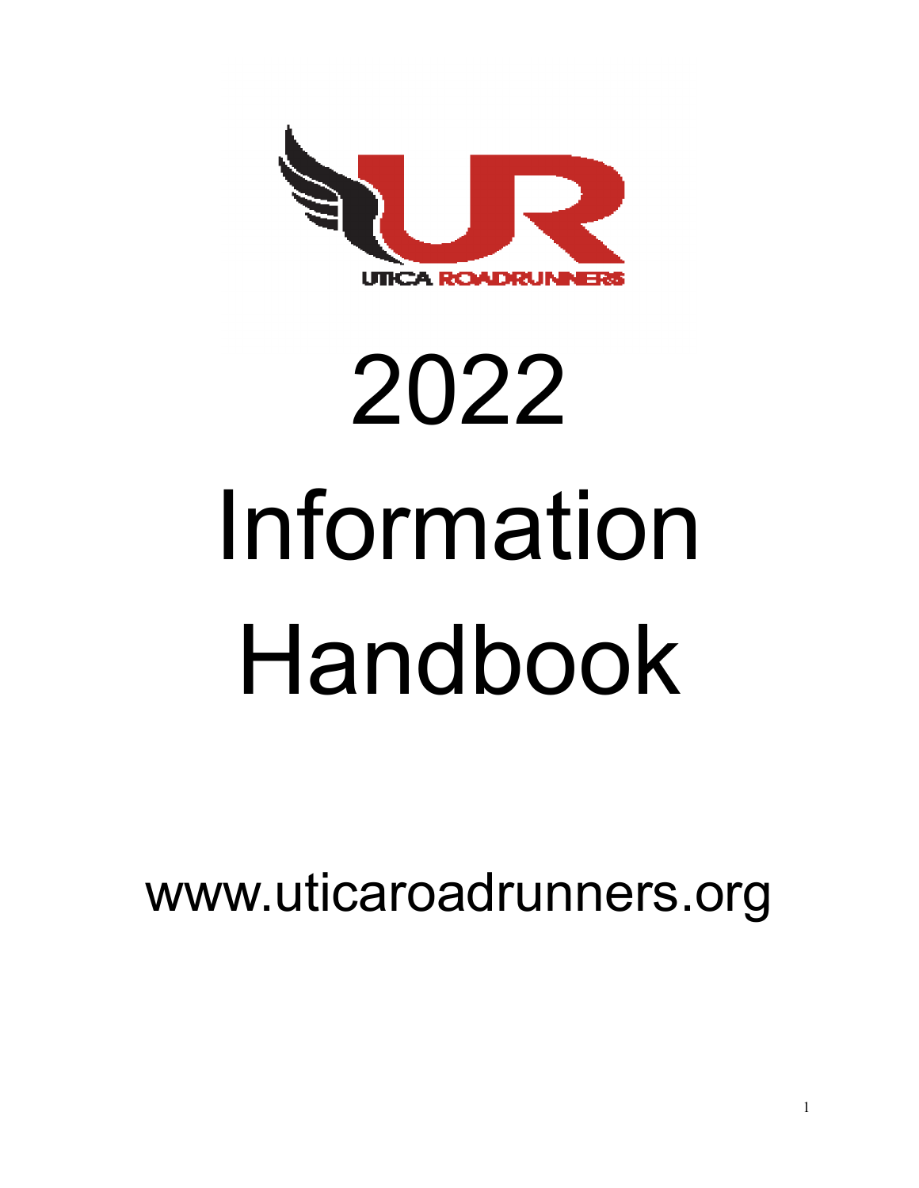UTICA ROADRUNNERS

# 2022 Information Handbook

www.uticaroadrunners.org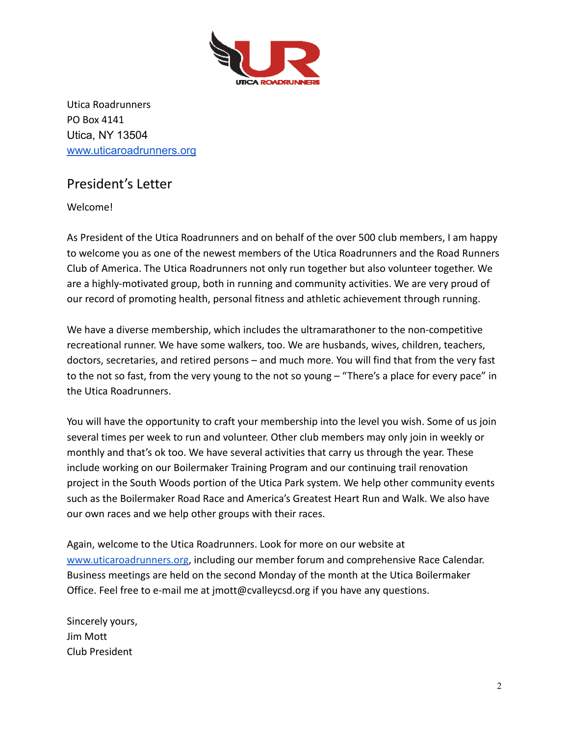Utica Roadrunners
PO Box 4141
Utica, NY 13504
[www.uticaroadrunners.org](http://www.uticaroadrunners.org)

## President's Letter

Welcome!

As President of the Utica Roadrunners and on behalf of the over 500 club members, I am happy to welcome you as one of the newest members of the Utica Roadrunners and the Road Runners Club of America. The Utica Roadrunners not only run together but also volunteer together. We are a highly-motivated group, both in running and community activities. We are very proud of our record of promoting health, personal fitness and athletic achievement through running.

We have a diverse membership, which includes the ultramarathoner to the non-competitive recreational runner. We have some walkers, too. We are husbands, wives, children, teachers, doctors, secretaries, and retired persons – and much more. You will find that from the very fast to the not so fast, from the very young to the not so young – "There's a place for every pace" in the Utica Roadrunners.

You will have the opportunity to craft your membership into the level you wish. Some of us join several times per week to run and volunteer. Other club members may only join in weekly or monthly and that's ok too. We have several activities that carry us through the year. These include working on our Boilermaker Training Program and our continuing trail renovation project in the South Woods portion of the Utica Park system. We help other community events such as the Boilermaker Road Race and America's Greatest Heart Run and Walk. We also have our own races and we help other groups with their races.

Again, welcome to the Utica Roadrunners. Look for more on our website at [www.uticaroadrunners.org](http://www.uticaroadrunners.org), including our member forum and comprehensive Race Calendar. Business meetings are held on the second Monday of the month at the Utica Boilermaker Office. Feel free to e-mail me at jmott@cvalleycsd.org if you have any questions.

Sincerely yours,
Jim Mott
Club President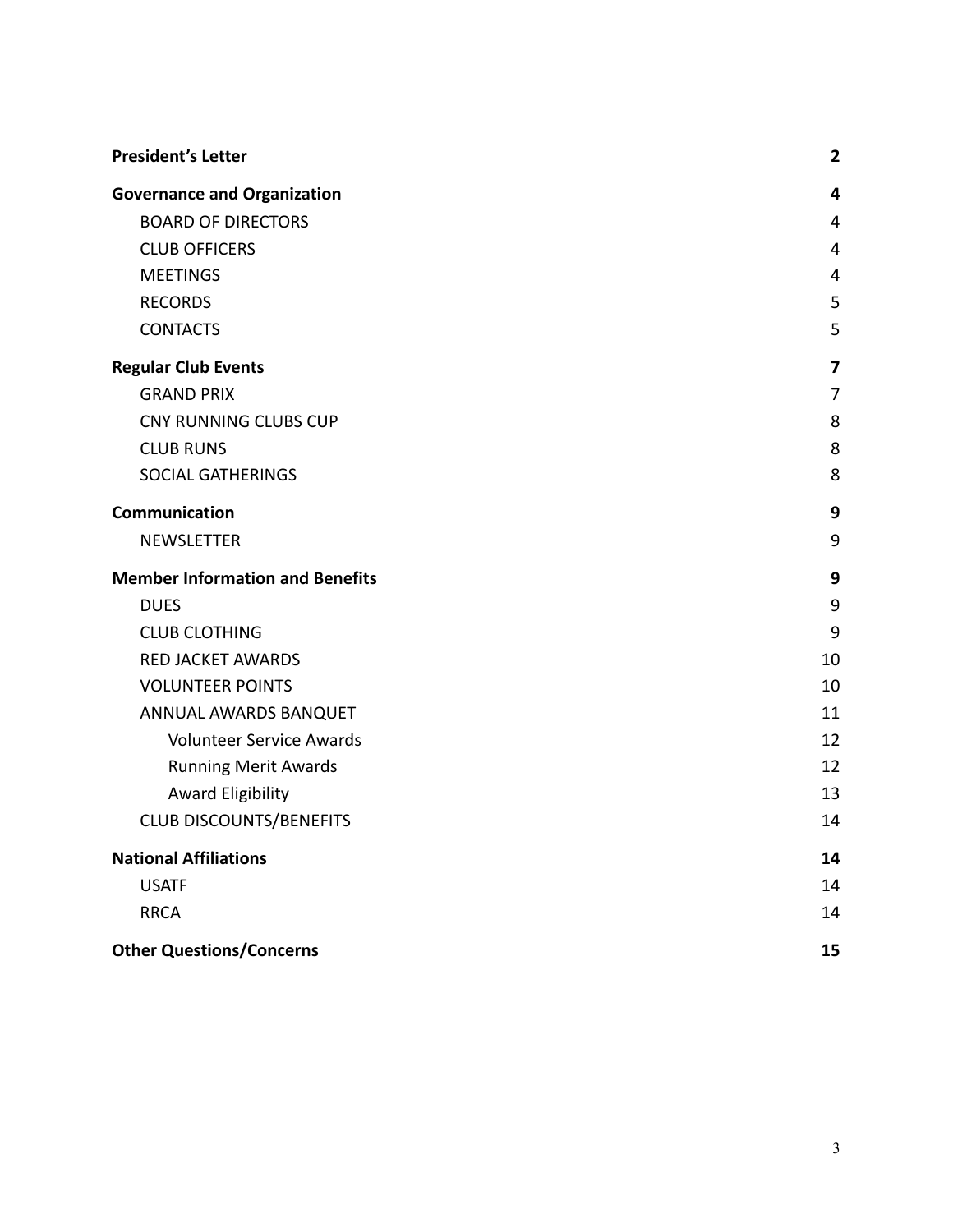| | |
|---|---|
| **President's Letter** | **2** |
| **Governance and Organization** | **4** |
| BOARD OF DIRECTORS | 4 |
| CLUB OFFICERS | 4 |
| MEETINGS | 4 |
| RECORDS | 5 |
| CONTACTS | 5 |
| **Regular Club Events** | **7** |
| GRAND PRIX | 7 |
| CNY RUNNING CLUBS CUP | 8 |
| CLUB RUNS | 8 |
| SOCIAL GATHERINGS | 8 |
| **Communication** | **9** |
| NEWSLETTER | 9 |
| **Member Information and Benefits** | **9** |
| DUES | 9 |
| CLUB CLOTHING | 9 |
| RED JACKET AWARDS | 10 |
| VOLUNTEER POINTS | 10 |
| ANNUAL AWARDS BANQUET | 11 |
| Volunteer Service Awards | 12 |
| Running Merit Awards | 12 |
| Award Eligibility | 13 |
| CLUB DISCOUNTS/BENEFITS | 14 |
| **National Affiliations** | **14** |
| USATF | 14 |
| RRCA | 14 |
| **Other Questions/Concerns** | **15** |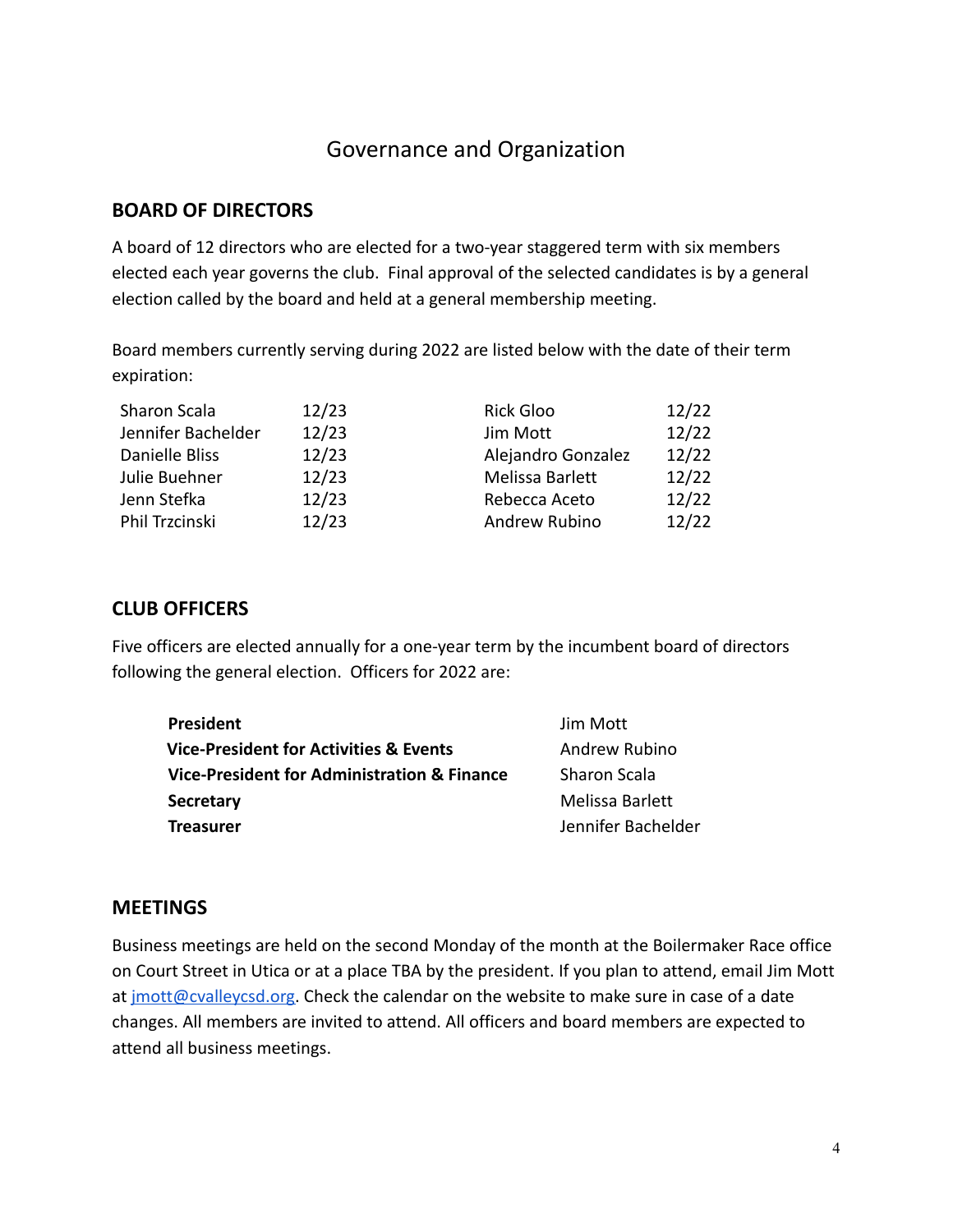# Governance and Organization

## BOARD OF DIRECTORS

A board of 12 directors who are elected for a two-year staggered term with six members elected each year governs the club. Final approval of the selected candidates is by a general election called by the board and held at a general membership meeting.

Board members currently serving during 2022 are listed below with the date of their term expiration:

| | | | |
|---|---|---|---|
| Sharon Scala | 12/23 | Rick Gloo | 12/22 |
| Jennifer Bachelder | 12/23 | Jim Mott | 12/22 |
| Danielle Bliss | 12/23 | Alejandro Gonzalez | 12/22 |
| Julie Buehner | 12/23 | Melissa Barlett | 12/22 |
| Jenn Stefka | 12/23 | Rebecca Aceto | 12/22 |
| Phil Trzcinski | 12/23 | Andrew Rubino | 12/22 |

## CLUB OFFICERS

Five officers are elected annually for a one-year term by the incumbent board of directors following the general election. Officers for 2022 are:

| | |
|---|---|
| **President** | Jim Mott |
| **Vice-President for Activities & Events** | Andrew Rubino |
| **Vice-President for Administration & Finance** | Sharon Scala |
| **Secretary** | Melissa Barlett |
| **Treasurer** | Jennifer Bachelder |

## MEETINGS

Business meetings are held on the second Monday of the month at the Boilermaker Race office on Court Street in Utica or at a place TBA by the president. If you plan to attend, email Jim Mott at jmott@cvalleycsd.org. Check the calendar on the website to make sure in case of a date changes. All members are invited to attend. All officers and board members are expected to attend all business meetings.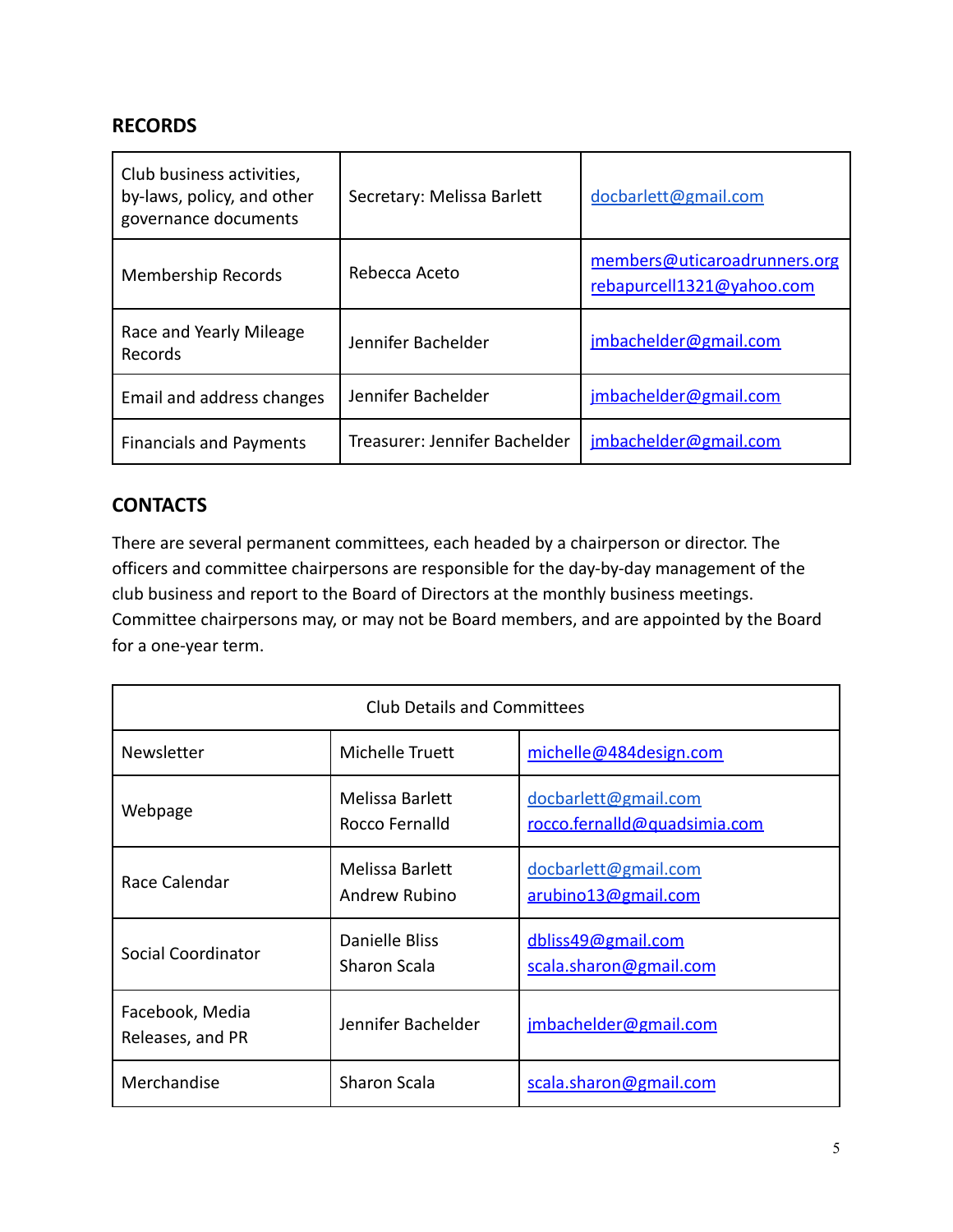## RECORDS

| Club business activities, by-laws, policy, and other governance documents | Secretary: Melissa Barlett | docbarlett@gmail.com |
|---|---|---|
| Membership Records | Rebecca Aceto | members@uticaroadrunners.org rebapurcell1321@yahoo.com |
| Race and Yearly Mileage Records | Jennifer Bachelder | jmbachelder@gmail.com |
| Email and address changes | Jennifer Bachelder | jmbachelder@gmail.com |
| Financials and Payments | Treasurer: Jennifer Bachelder | jmbachelder@gmail.com |

## CONTACTS

There are several permanent committees, each headed by a chairperson or director. The officers and committee chairpersons are responsible for the day-by-day management of the club business and report to the Board of Directors at the monthly business meetings. Committee chairpersons may, or may not be Board members, and are appointed by the Board for a one-year term.

| Club Details and Committees | | |
|---|---|---|
| Newsletter | Michelle Truett | michelle@484design.com |
| Webpage | Melissa Barlett<br>Rocco Fernalld | docbarlett@gmail.com<br>rocco.fernalld@quadsimia.com |
| Race Calendar | Melissa Barlett<br>Andrew Rubino | docbarlett@gmail.com<br>arubino13@gmail.com |
| Social Coordinator | Danielle Bliss<br>Sharon Scala | dbliss49@gmail.com<br>scala.sharon@gmail.com |
| Facebook, Media Releases, and PR | Jennifer Bachelder | jmbachelder@gmail.com |
| Merchandise | Sharon Scala | scala.sharon@gmail.com |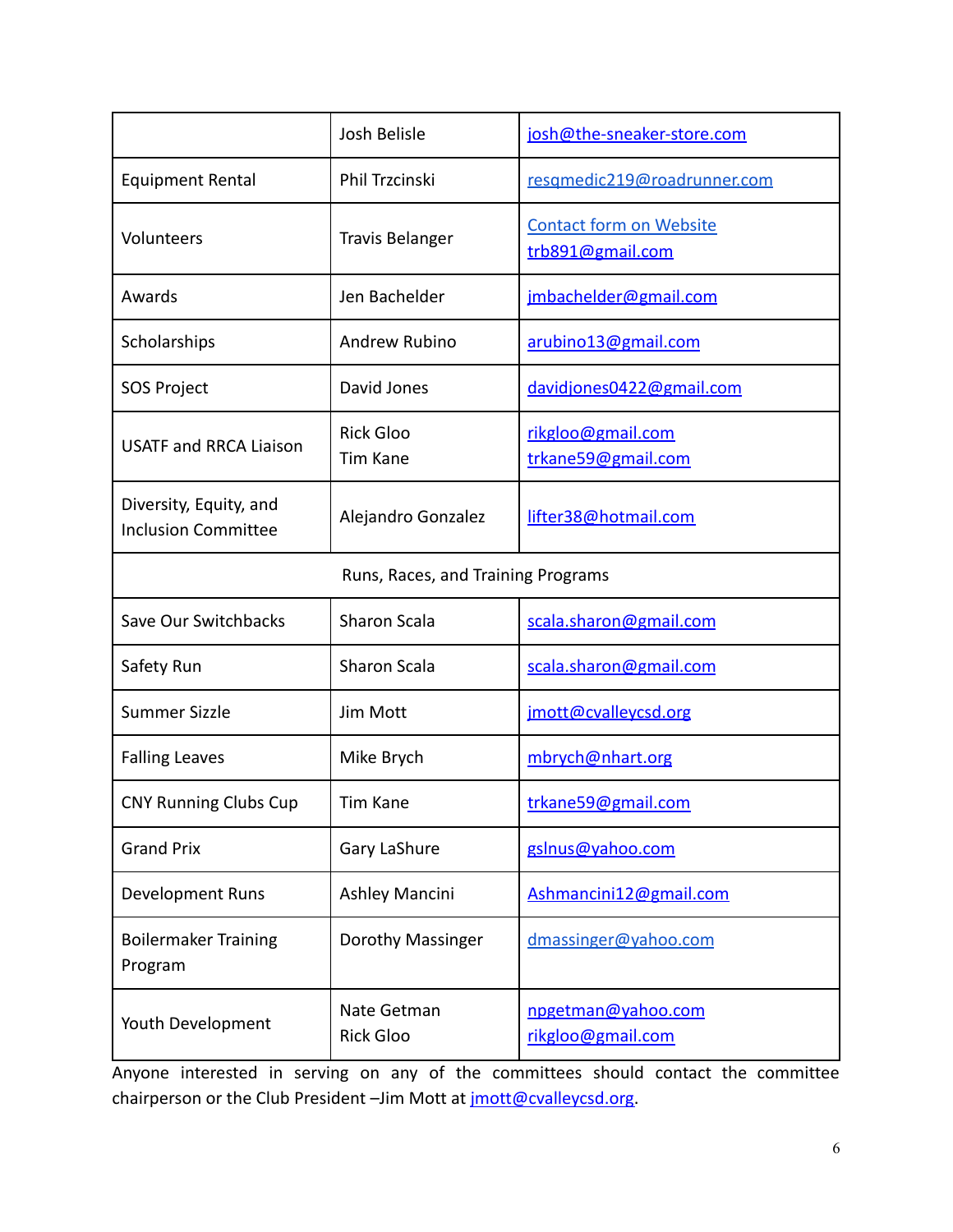| | | |
|---|---|---|
| | Josh Belisle | josh@the-sneaker-store.com |
| Equipment Rental | Phil Trzcinski | resqmedic219@roadrunner.com |
| Volunteers | Travis Belanger | Contact form on Website<br>trb891@gmail.com |
| Awards | Jen Bachelder | jmbachelder@gmail.com |
| Scholarships | Andrew Rubino | arubino13@gmail.com |
| SOS Project | David Jones | davidjones0422@gmail.com |
| USATF and RRCA Liaison | Rick Gloo<br>Tim Kane | rikgloo@gmail.com<br>trkane59@gmail.com |
| Diversity, Equity, and Inclusion Committee | Alejandro Gonzalez | lifter38@hotmail.com |
| Runs, Races, and Training Programs | | |
| Save Our Switchbacks | Sharon Scala | scala.sharon@gmail.com |
| Safety Run | Sharon Scala | scala.sharon@gmail.com |
| Summer Sizzle | Jim Mott | jmott@cvalleycsd.org |
| Falling Leaves | Mike Brych | mbrych@nhart.org |
| CNY Running Clubs Cup | Tim Kane | trkane59@gmail.com |
| Grand Prix | Gary LaShure | gslnus@yahoo.com |
| Development Runs | Ashley Mancini | Ashmancini12@gmail.com |
| Boilermaker Training Program | Dorothy Massinger | dmassinger@yahoo.com |
| Youth Development | Nate Getman<br>Rick Gloo | npgetman@yahoo.com<br>rikgloo@gmail.com |

Anyone interested in serving on any of the committees should contact the committee chairperson or the Club President –Jim Mott at jmott@cvalleycsd.org.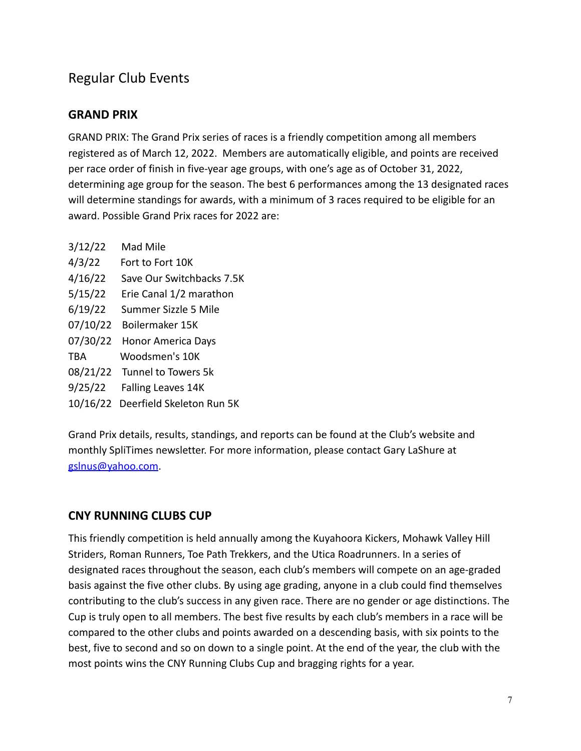## Regular Club Events

### GRAND PRIX

GRAND PRIX: The Grand Prix series of races is a friendly competition among all members registered as of March 12, 2022. Members are automatically eligible, and points are received per race order of finish in five-year age groups, with one's age as of October 31, 2022, determining age group for the season. The best 6 performances among the 13 designated races will determine standings for awards, with a minimum of 3 races required to be eligible for an award. Possible Grand Prix races for 2022 are:

3/12/22 Mad Mile
4/3/22 Fort to Fort 10K
4/16/22 Save Our Switchbacks 7.5K
5/15/22 Erie Canal 1/2 marathon
6/19/22 Summer Sizzle 5 Mile
07/10/22 Boilermaker 15K
07/30/22 Honor America Days
TBA Woodsmen's 10K
08/21/22 Tunnel to Towers 5k
9/25/22 Falling Leaves 14K
10/16/22 Deerfield Skeleton Run 5K

Grand Prix details, results, standings, and reports can be found at the Club's website and monthly SpliTimes newsletter. For more information, please contact Gary LaShure at gslnus@yahoo.com.

### CNY RUNNING CLUBS CUP

This friendly competition is held annually among the Kuyahoora Kickers, Mohawk Valley Hill Striders, Roman Runners, Toe Path Trekkers, and the Utica Roadrunners. In a series of designated races throughout the season, each club's members will compete on an age-graded basis against the five other clubs. By using age grading, anyone in a club could find themselves contributing to the club's success in any given race. There are no gender or age distinctions. The Cup is truly open to all members. The best five results by each club's members in a race will be compared to the other clubs and points awarded on a descending basis, with six points to the best, five to second and so on down to a single point. At the end of the year, the club with the most points wins the CNY Running Clubs Cup and bragging rights for a year.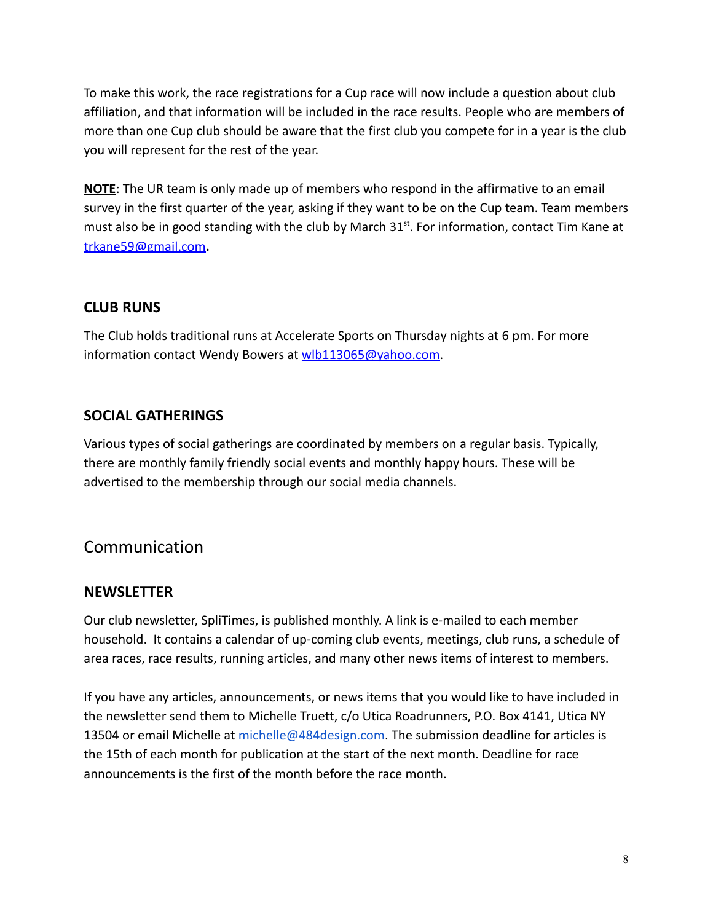To make this work, the race registrations for a Cup race will now include a question about club affiliation, and that information will be included in the race results. People who are members of more than one Cup club should be aware that the first club you compete for in a year is the club you will represent for the rest of the year.

**NOTE**: The UR team is only made up of members who respond in the affirmative to an email survey in the first quarter of the year, asking if they want to be on the Cup team. Team members must also be in good standing with the club by March 31st. For information, contact Tim Kane at trkane59@gmail.com**.**

### CLUB RUNS

The Club holds traditional runs at Accelerate Sports on Thursday nights at 6 pm. For more information contact Wendy Bowers at wlb113065@yahoo.com.

### SOCIAL GATHERINGS

Various types of social gatherings are coordinated by members on a regular basis. Typically, there are monthly family friendly social events and monthly happy hours. These will be advertised to the membership through our social media channels.

## Communication

### NEWSLETTER

Our club newsletter, SpliTimes, is published monthly. A link is e-mailed to each member household. It contains a calendar of up-coming club events, meetings, club runs, a schedule of area races, race results, running articles, and many other news items of interest to members.

If you have any articles, announcements, or news items that you would like to have included in the newsletter send them to Michelle Truett, c/o Utica Roadrunners, P.O. Box 4141, Utica NY 13504 or email Michelle at michelle@484design.com. The submission deadline for articles is the 15th of each month for publication at the start of the next month. Deadline for race announcements is the first of the month before the race month.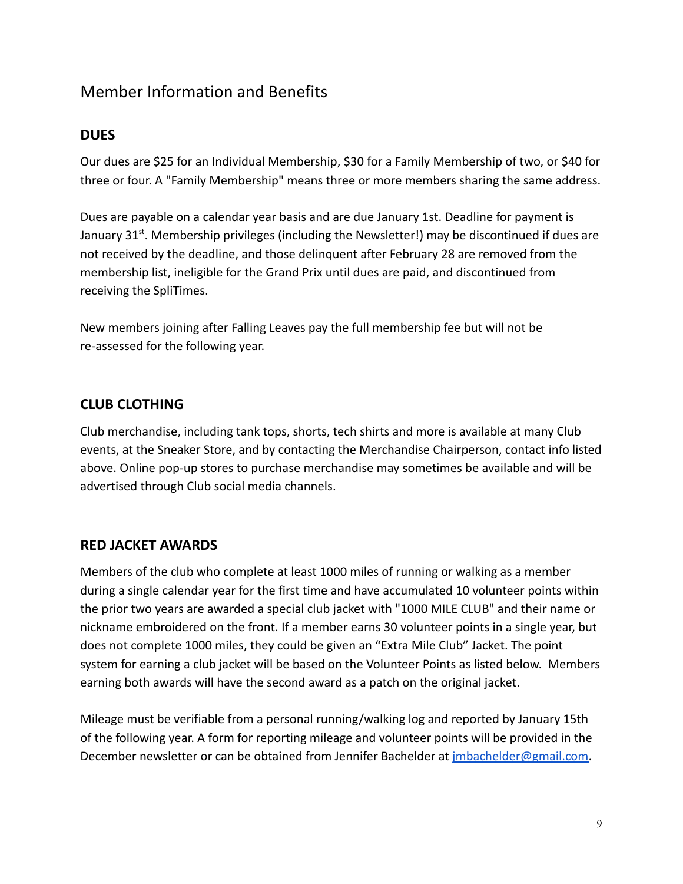# Member Information and Benefits

## DUES

Our dues are $25 for an Individual Membership, $30 for a Family Membership of two, or $40 for three or four. A "Family Membership" means three or more members sharing the same address.

Dues are payable on a calendar year basis and are due January 1st. Deadline for payment is January 31st. Membership privileges (including the Newsletter!) may be discontinued if dues are not received by the deadline, and those delinquent after February 28 are removed from the membership list, ineligible for the Grand Prix until dues are paid, and discontinued from receiving the SpliTimes.

New members joining after Falling Leaves pay the full membership fee but will not be re-assessed for the following year.

## CLUB CLOTHING

Club merchandise, including tank tops, shorts, tech shirts and more is available at many Club events, at the Sneaker Store, and by contacting the Merchandise Chairperson, contact info listed above. Online pop-up stores to purchase merchandise may sometimes be available and will be advertised through Club social media channels.

## RED JACKET AWARDS

Members of the club who complete at least 1000 miles of running or walking as a member during a single calendar year for the first time and have accumulated 10 volunteer points within the prior two years are awarded a special club jacket with "1000 MILE CLUB" and their name or nickname embroidered on the front. If a member earns 30 volunteer points in a single year, but does not complete 1000 miles, they could be given an “Extra Mile Club” Jacket. The point system for earning a club jacket will be based on the Volunteer Points as listed below. Members earning both awards will have the second award as a patch on the original jacket.

Mileage must be verifiable from a personal running/walking log and reported by January 15th of the following year. A form for reporting mileage and volunteer points will be provided in the December newsletter or can be obtained from Jennifer Bachelder at [jmbachelder@gmail.com](mailto:jmbachelder@gmail.com).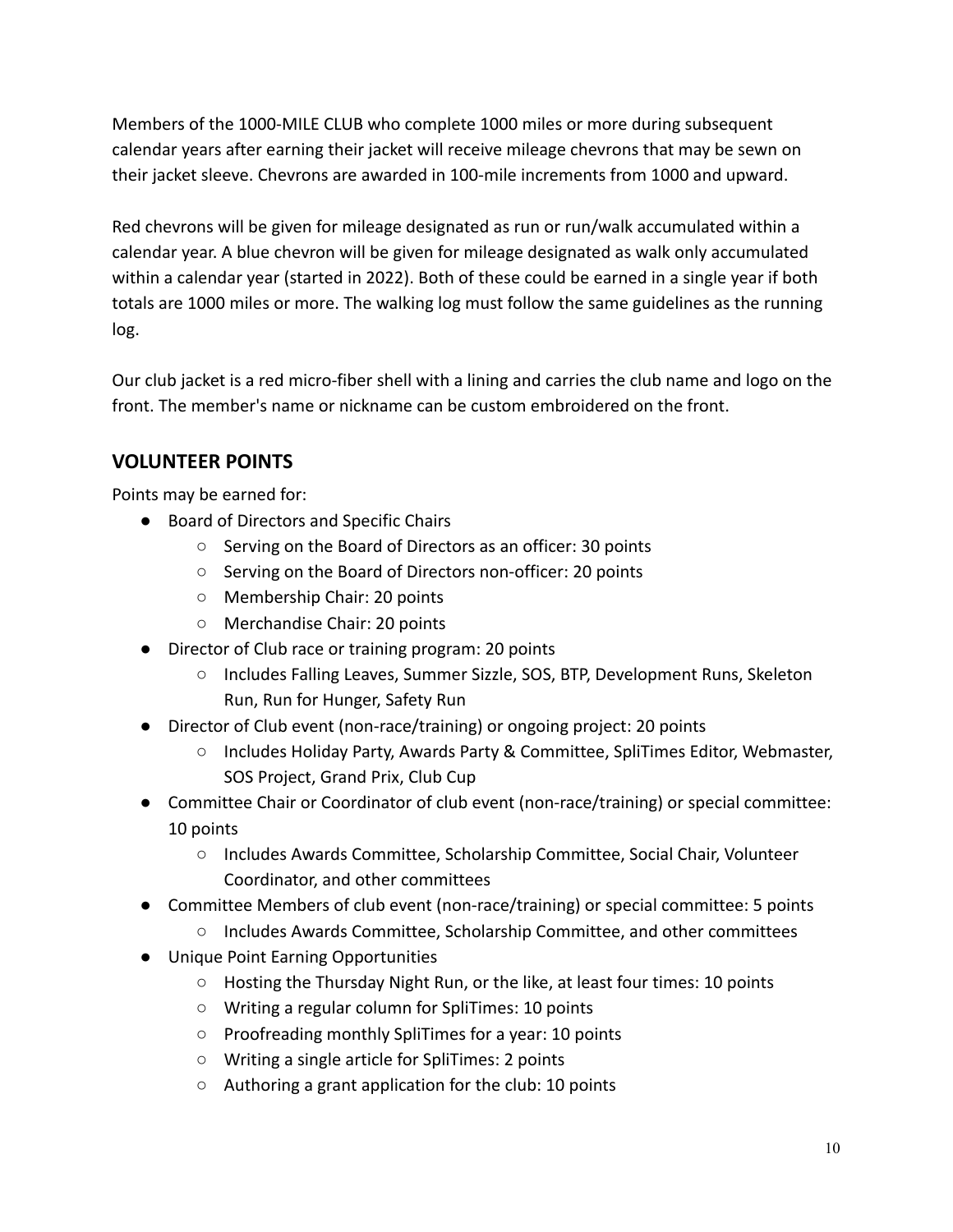Members of the 1000-MILE CLUB who complete 1000 miles or more during subsequent calendar years after earning their jacket will receive mileage chevrons that may be sewn on their jacket sleeve. Chevrons are awarded in 100-mile increments from 1000 and upward.

Red chevrons will be given for mileage designated as run or run/walk accumulated within a calendar year. A blue chevron will be given for mileage designated as walk only accumulated within a calendar year (started in 2022). Both of these could be earned in a single year if both totals are 1000 miles or more. The walking log must follow the same guidelines as the running log.

Our club jacket is a red micro-fiber shell with a lining and carries the club name and logo on the front. The member's name or nickname can be custom embroidered on the front.

## VOLUNTEER POINTS

Points may be earned for:

- Board of Directors and Specific Chairs
  - Serving on the Board of Directors as an officer: 30 points
  - Serving on the Board of Directors non-officer: 20 points
  - Membership Chair: 20 points
  - Merchandise Chair: 20 points
- Director of Club race or training program: 20 points
  - Includes Falling Leaves, Summer Sizzle, SOS, BTP, Development Runs, Skeleton Run, Run for Hunger, Safety Run
- Director of Club event (non-race/training) or ongoing project: 20 points
  - Includes Holiday Party, Awards Party & Committee, SpliTimes Editor, Webmaster, SOS Project, Grand Prix, Club Cup
- Committee Chair or Coordinator of club event (non-race/training) or special committee: 10 points
  - Includes Awards Committee, Scholarship Committee, Social Chair, Volunteer Coordinator, and other committees
- Committee Members of club event (non-race/training) or special committee: 5 points
  - Includes Awards Committee, Scholarship Committee, and other committees
- Unique Point Earning Opportunities
  - Hosting the Thursday Night Run, or the like, at least four times: 10 points
  - Writing a regular column for SpliTimes: 10 points
  - Proofreading monthly SpliTimes for a year: 10 points
  - Writing a single article for SpliTimes: 2 points
  - Authoring a grant application for the club: 10 points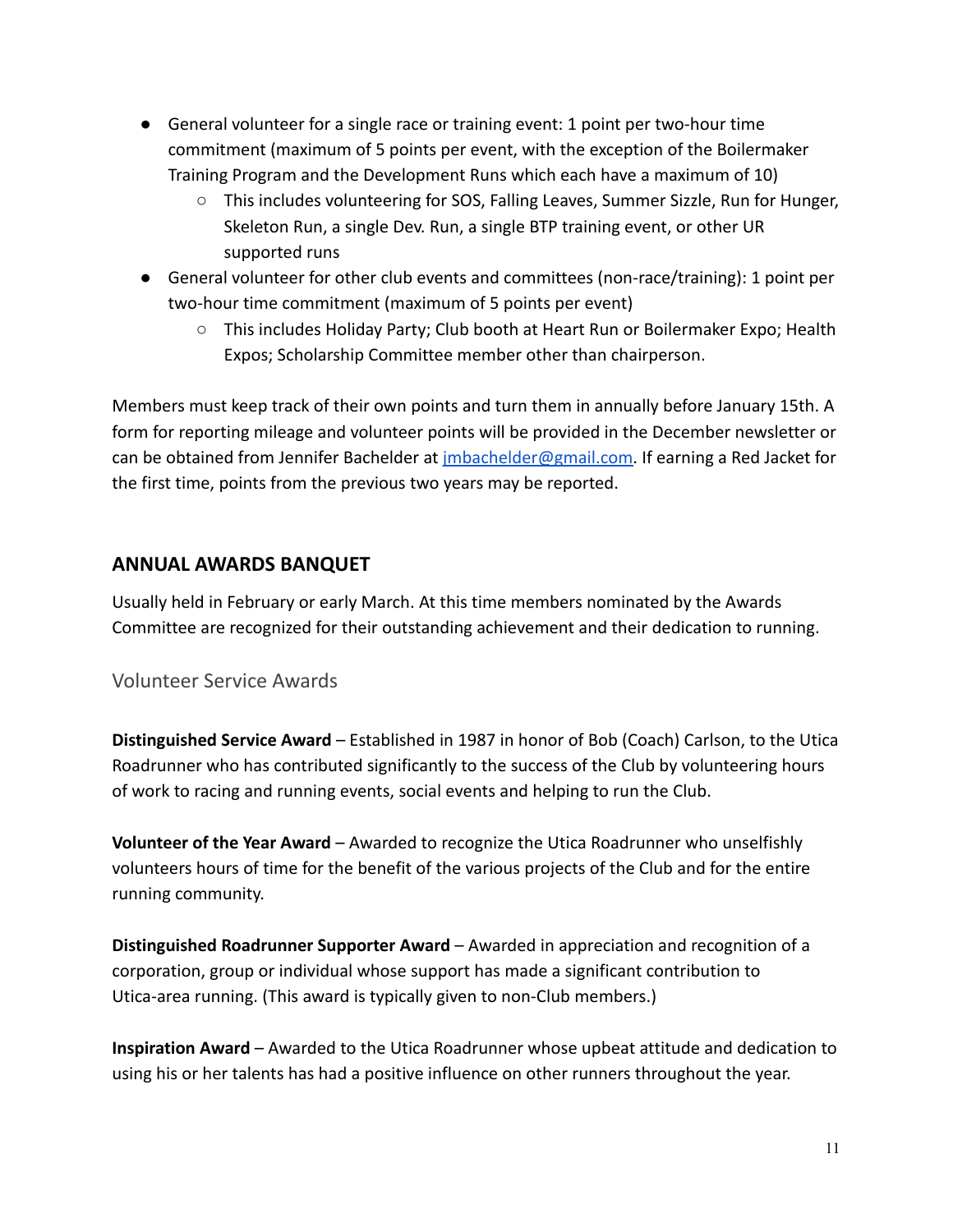- General volunteer for a single race or training event: 1 point per two-hour time commitment (maximum of 5 points per event, with the exception of the Boilermaker Training Program and the Development Runs which each have a maximum of 10)
    - This includes volunteering for SOS, Falling Leaves, Summer Sizzle, Run for Hunger, Skeleton Run, a single Dev. Run, a single BTP training event, or other UR supported runs
- General volunteer for other club events and committees (non-race/training): 1 point per two-hour time commitment (maximum of 5 points per event)
    - This includes Holiday Party; Club booth at Heart Run or Boilermaker Expo; Health Expos; Scholarship Committee member other than chairperson.

Members must keep track of their own points and turn them in annually before January 15th. A form for reporting mileage and volunteer points will be provided in the December newsletter or can be obtained from Jennifer Bachelder at [jmbachelder@gmail.com](mailto:jmbachelder@gmail.com). If earning a Red Jacket for the first time, points from the previous two years may be reported.

## ANNUAL AWARDS BANQUET

Usually held in February or early March. At this time members nominated by the Awards Committee are recognized for their outstanding achievement and their dedication to running.

### Volunteer Service Awards

**Distinguished Service Award** – Established in 1987 in honor of Bob (Coach) Carlson, to the Utica Roadrunner who has contributed significantly to the success of the Club by volunteering hours of work to racing and running events, social events and helping to run the Club.

**Volunteer of the Year Award** – Awarded to recognize the Utica Roadrunner who unselfishly volunteers hours of time for the benefit of the various projects of the Club and for the entire running community.

**Distinguished Roadrunner Supporter Award** – Awarded in appreciation and recognition of a corporation, group or individual whose support has made a significant contribution to Utica-area running. (This award is typically given to non-Club members.)

**Inspiration Award** – Awarded to the Utica Roadrunner whose upbeat attitude and dedication to using his or her talents has had a positive influence on other runners throughout the year.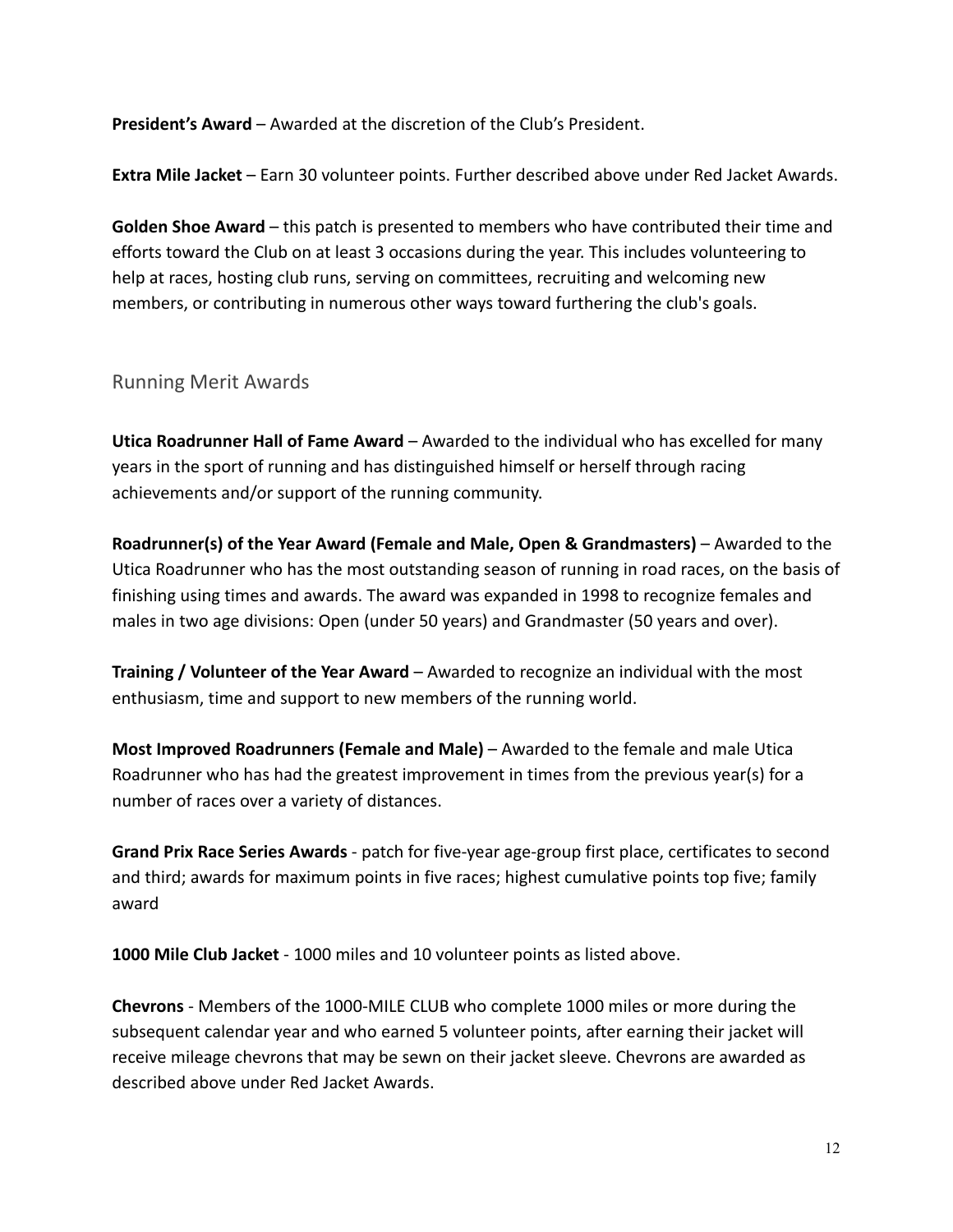**President's Award** – Awarded at the discretion of the Club's President.

**Extra Mile Jacket** – Earn 30 volunteer points. Further described above under Red Jacket Awards.

**Golden Shoe Award** – this patch is presented to members who have contributed their time and efforts toward the Club on at least 3 occasions during the year. This includes volunteering to help at races, hosting club runs, serving on committees, recruiting and welcoming new members, or contributing in numerous other ways toward furthering the club's goals.

## Running Merit Awards

**Utica Roadrunner Hall of Fame Award** – Awarded to the individual who has excelled for many years in the sport of running and has distinguished himself or herself through racing achievements and/or support of the running community.

**Roadrunner(s) of the Year Award (Female and Male, Open & Grandmasters)** – Awarded to the Utica Roadrunner who has the most outstanding season of running in road races, on the basis of finishing using times and awards. The award was expanded in 1998 to recognize females and males in two age divisions: Open (under 50 years) and Grandmaster (50 years and over).

**Training / Volunteer of the Year Award** – Awarded to recognize an individual with the most enthusiasm, time and support to new members of the running world.

**Most Improved Roadrunners (Female and Male)** – Awarded to the female and male Utica Roadrunner who has had the greatest improvement in times from the previous year(s) for a number of races over a variety of distances.

**Grand Prix Race Series Awards** - patch for five-year age-group first place, certificates to second and third; awards for maximum points in five races; highest cumulative points top five; family award

**1000 Mile Club Jacket** - 1000 miles and 10 volunteer points as listed above.

**Chevrons** - Members of the 1000-MILE CLUB who complete 1000 miles or more during the subsequent calendar year and who earned 5 volunteer points, after earning their jacket will receive mileage chevrons that may be sewn on their jacket sleeve. Chevrons are awarded as described above under Red Jacket Awards.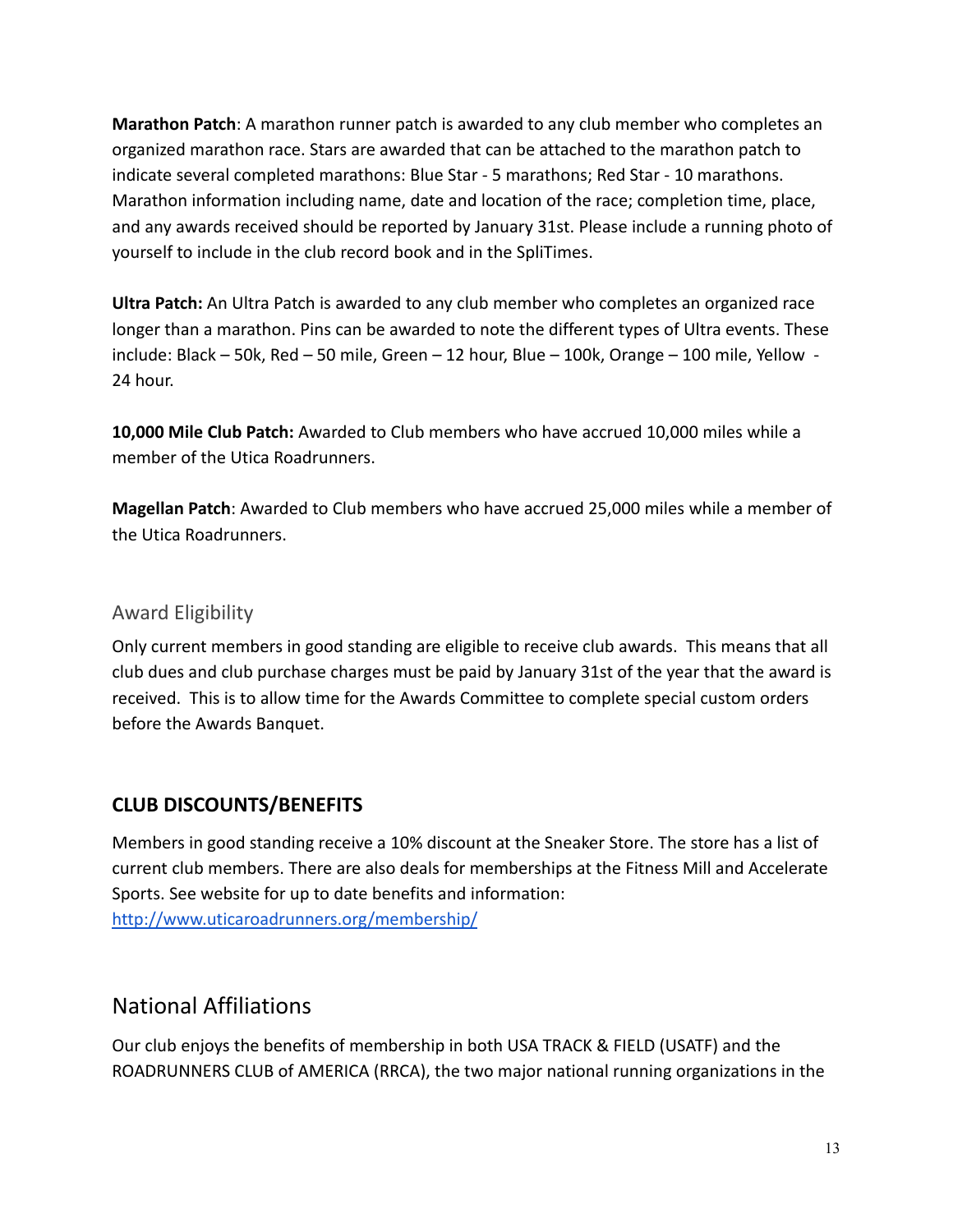**Marathon Patch**: A marathon runner patch is awarded to any club member who completes an organized marathon race. Stars are awarded that can be attached to the marathon patch to indicate several completed marathons: Blue Star - 5 marathons; Red Star - 10 marathons. Marathon information including name, date and location of the race; completion time, place, and any awards received should be reported by January 31st. Please include a running photo of yourself to include in the club record book and in the SpliTimes.

**Ultra Patch:** An Ultra Patch is awarded to any club member who completes an organized race longer than a marathon. Pins can be awarded to note the different types of Ultra events. These include: Black – 50k, Red – 50 mile, Green – 12 hour, Blue – 100k, Orange – 100 mile, Yellow - 24 hour.

**10,000 Mile Club Patch:** Awarded to Club members who have accrued 10,000 miles while a member of the Utica Roadrunners.

**Magellan Patch**: Awarded to Club members who have accrued 25,000 miles while a member of the Utica Roadrunners.

### Award Eligibility

Only current members in good standing are eligible to receive club awards. This means that all club dues and club purchase charges must be paid by January 31st of the year that the award is received. This is to allow time for the Awards Committee to complete special custom orders before the Awards Banquet.

## CLUB DISCOUNTS/BENEFITS

Members in good standing receive a 10% discount at the Sneaker Store. The store has a list of current club members. There are also deals for memberships at the Fitness Mill and Accelerate Sports. See website for up to date benefits and information: [http://www.uticaroadrunners.org/membership/](http://www.uticaroadrunners.org/membership/)

## National Affiliations

Our club enjoys the benefits of membership in both USA TRACK & FIELD (USATF) and the ROADRUNNERS CLUB of AMERICA (RRCA), the two major national running organizations in the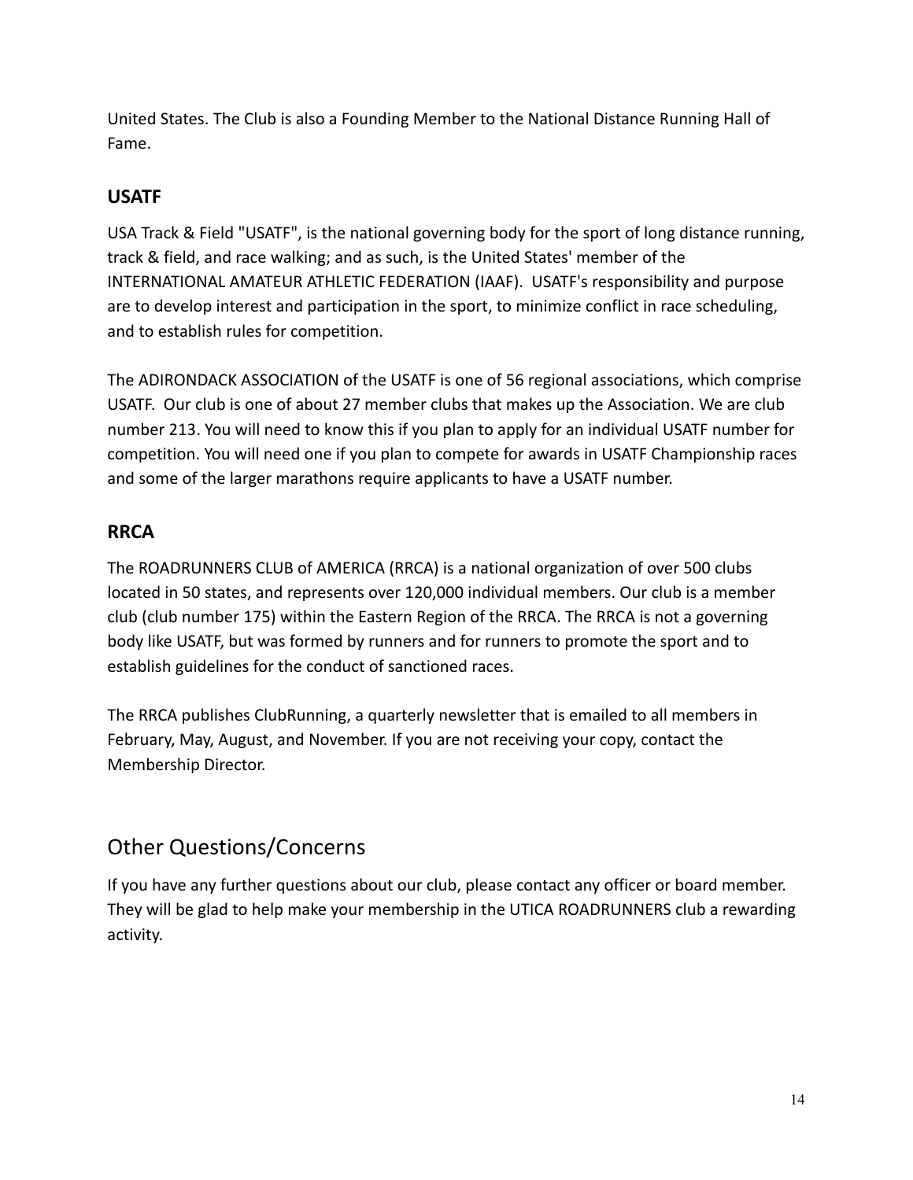United States. The Club is also a Founding Member to the National Distance Running Hall of Fame.

### USATF

USA Track & Field "USATF", is the national governing body for the sport of long distance running, track & field, and race walking; and as such, is the United States' member of the INTERNATIONAL AMATEUR ATHLETIC FEDERATION (IAAF). USATF's responsibility and purpose are to develop interest and participation in the sport, to minimize conflict in race scheduling, and to establish rules for competition.

The ADIRONDACK ASSOCIATION of the USATF is one of 56 regional associations, which comprise USATF. Our club is one of about 27 member clubs that makes up the Association. We are club number 213. You will need to know this if you plan to apply for an individual USATF number for competition. You will need one if you plan to compete for awards in USATF Championship races and some of the larger marathons require applicants to have a USATF number.

### RRCA

The ROADRUNNERS CLUB of AMERICA (RRCA) is a national organization of over 500 clubs located in 50 states, and represents over 120,000 individual members. Our club is a member club (club number 175) within the Eastern Region of the RRCA. The RRCA is not a governing body like USATF, but was formed by runners and for runners to promote the sport and to establish guidelines for the conduct of sanctioned races.

The RRCA publishes ClubRunning, a quarterly newsletter that is emailed to all members in February, May, August, and November. If you are not receiving your copy, contact the Membership Director.

## Other Questions/Concerns

If you have any further questions about our club, please contact any officer or board member. They will be glad to help make your membership in the UTICA ROADRUNNERS club a rewarding activity.